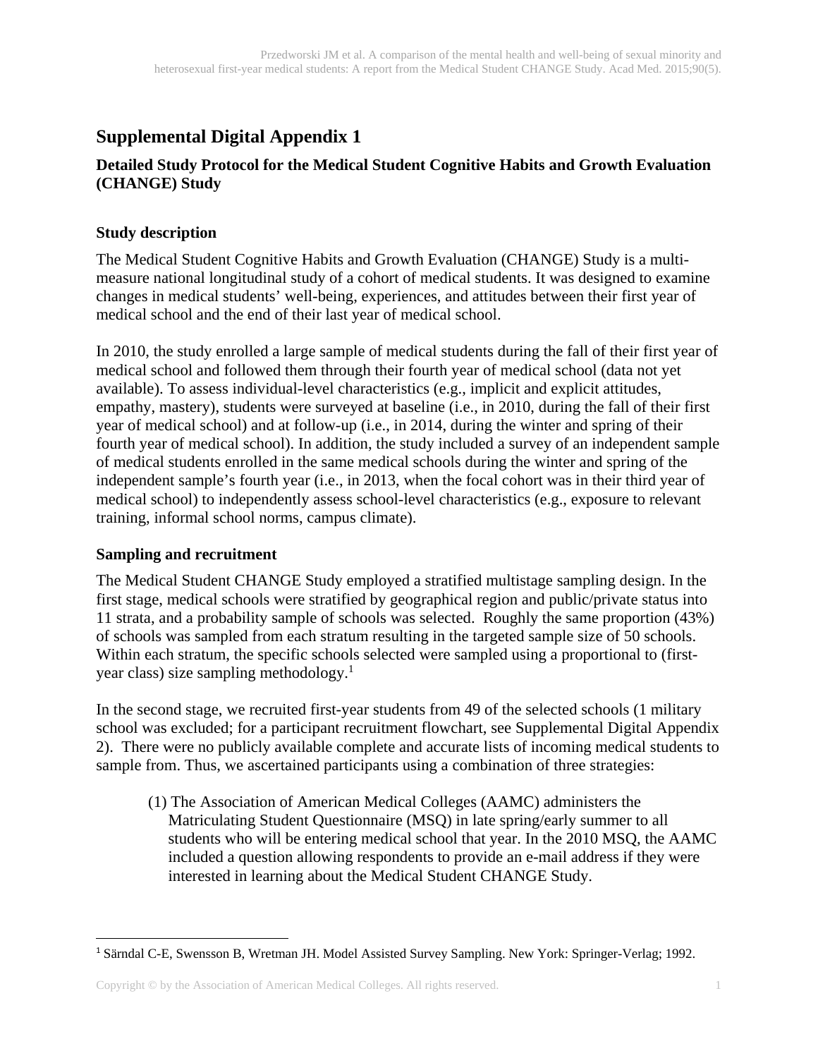# Supplemental Digital Appendix 1

## Detailed Study Protocol for the Medical Student Cognitive Habits and Growth Evaluation (CHANGE) Study

### Study description

The Medical Student Cognitive Habits and Growth Evaluation (CHANGE) Study is a multi-measure national longitudinal study of a cohort of medical students. It was designed to examine changes in medical students' well-being, experiences, and attitudes between their first year of medical school and the end of their last year of medical school.

In 2010, the study enrolled a large sample of medical students during the fall of their first year of medical school and followed them through their fourth year of medical school (data not yet available). To assess individual-level characteristics (e.g., implicit and explicit attitudes, empathy, mastery), students were surveyed at baseline (i.e., in 2010, during the fall of their first year of medical school) and at follow-up (i.e., in 2014, during the winter and spring of their fourth year of medical school). In addition, the study included a survey of an independent sample of medical students enrolled in the same medical schools during the winter and spring of the independent sample's fourth year (i.e., in 2013, when the focal cohort was in their third year of medical school) to independently assess school-level characteristics (e.g., exposure to relevant training, informal school norms, campus climate).

### Sampling and recruitment

The Medical Student CHANGE Study employed a stratified multistage sampling design. In the first stage, medical schools were stratified by geographical region and public/private status into 11 strata, and a probability sample of schools was selected. Roughly the same proportion (43%) of schools was sampled from each stratum resulting in the targeted sample size of 50 schools. Within each stratum, the specific schools selected were sampled using a proportional to (first-year class) size sampling methodology.[1]

In the second stage, we recruited first-year students from 49 of the selected schools (1 military school was excluded; for a participant recruitment flowchart, see Supplemental Digital Appendix 2). There were no publicly available complete and accurate lists of incoming medical students to sample from. Thus, we ascertained participants using a combination of three strategies:

(1) The Association of American Medical Colleges (AAMC) administers the Matriculating Student Questionnaire (MSQ) in late spring/early summer to all students who will be entering medical school that year. In the 2010 MSQ, the AAMC included a question allowing respondents to provide an e-mail address if they were interested in learning about the Medical Student CHANGE Study.

---

[1] Särndal C-E, Swensson B, Wretman JH. Model Assisted Survey Sampling. New York: Springer-Verlag; 1992.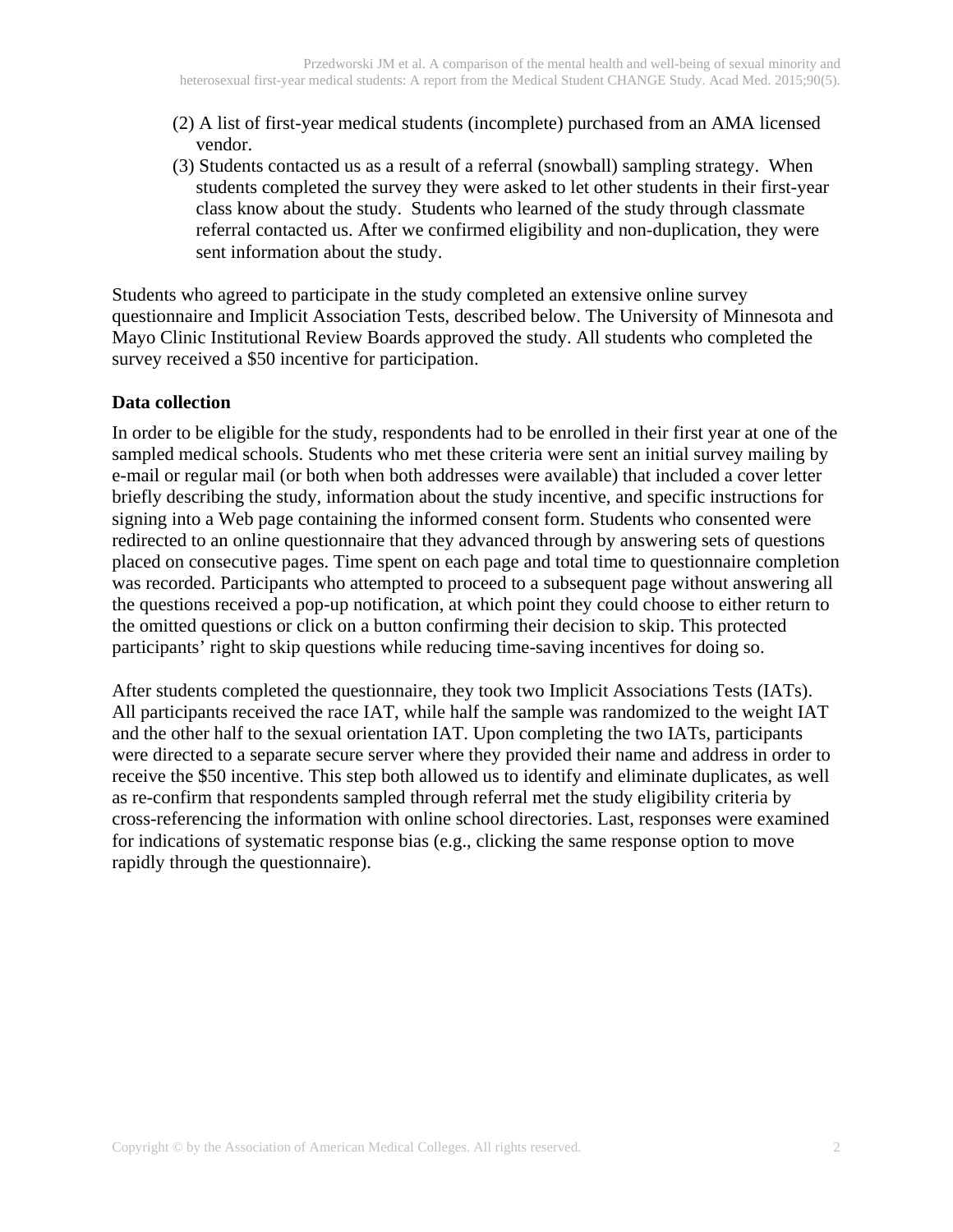(2) A list of first-year medical students (incomplete) purchased from an AMA licensed vendor.

(3) Students contacted us as a result of a referral (snowball) sampling strategy. When students completed the survey they were asked to let other students in their first-year class know about the study. Students who learned of the study through classmate referral contacted us. After we confirmed eligibility and non-duplication, they were sent information about the study.

Students who agreed to participate in the study completed an extensive online survey questionnaire and Implicit Association Tests, described below. The University of Minnesota and Mayo Clinic Institutional Review Boards approved the study. All students who completed the survey received a $50 incentive for participation.

**Data collection**

In order to be eligible for the study, respondents had to be enrolled in their first year at one of the sampled medical schools. Students who met these criteria were sent an initial survey mailing by e-mail or regular mail (or both when both addresses were available) that included a cover letter briefly describing the study, information about the study incentive, and specific instructions for signing into a Web page containing the informed consent form. Students who consented were redirected to an online questionnaire that they advanced through by answering sets of questions placed on consecutive pages. Time spent on each page and total time to questionnaire completion was recorded. Participants who attempted to proceed to a subsequent page without answering all the questions received a pop-up notification, at which point they could choose to either return to the omitted questions or click on a button confirming their decision to skip. This protected participants' right to skip questions while reducing time-saving incentives for doing so.

After students completed the questionnaire, they took two Implicit Associations Tests (IATs). All participants received the race IAT, while half the sample was randomized to the weight IAT and the other half to the sexual orientation IAT. Upon completing the two IATs, participants were directed to a separate secure server where they provided their name and address in order to receive the $50 incentive. This step both allowed us to identify and eliminate duplicates, as well as re-confirm that respondents sampled through referral met the study eligibility criteria by cross-referencing the information with online school directories. Last, responses were examined for indications of systematic response bias (e.g., clicking the same response option to move rapidly through the questionnaire).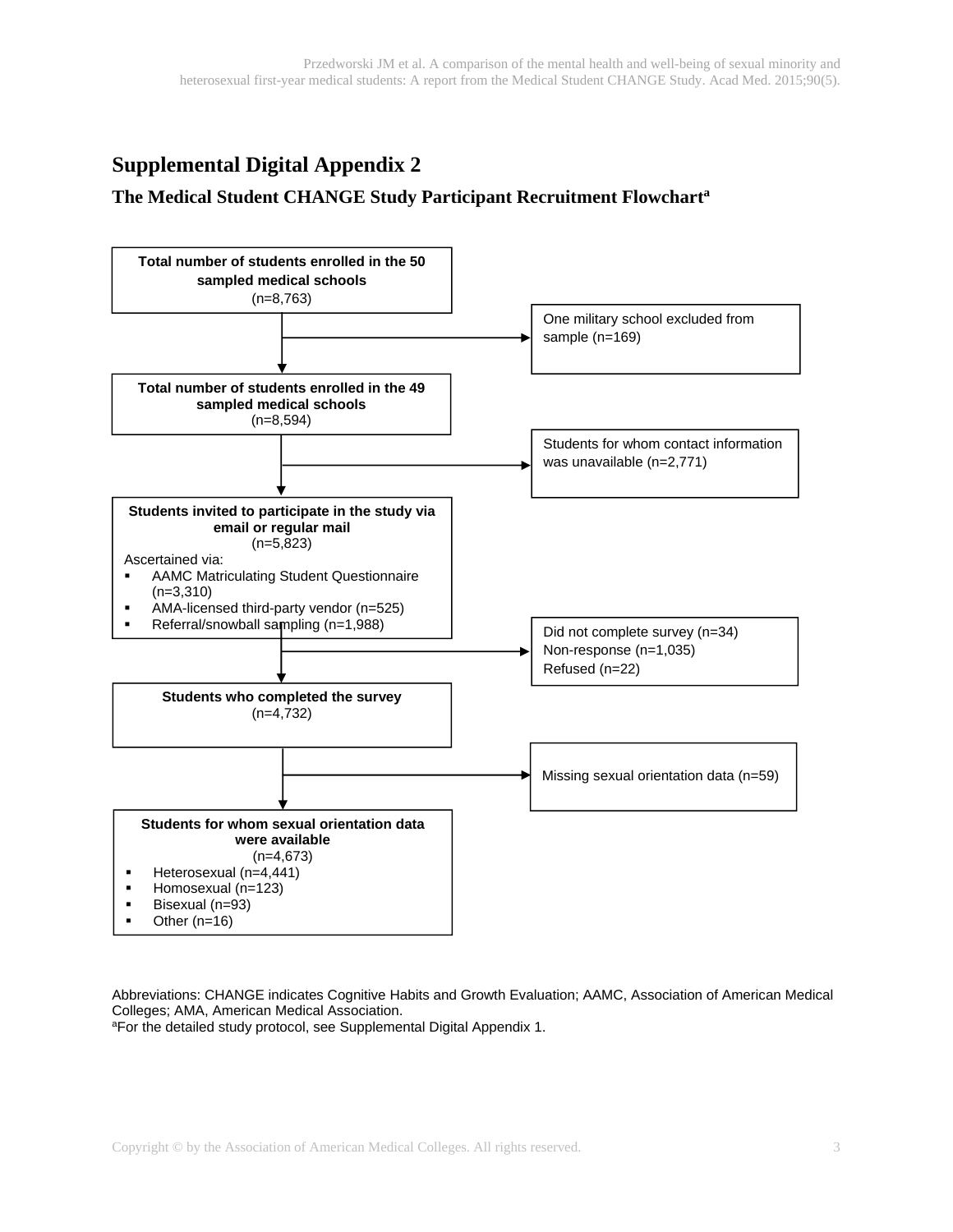# Supplemental Digital Appendix 2

## The Medical Student CHANGE Study Participant Recruitment Flowchart[a]

**Total number of students enrolled in the 50 sampled medical schools**
(n=8,763)

→ One military school excluded from sample (n=169)

**Total number of students enrolled in the 49 sampled medical schools**
(n=8,594)

→ Students for whom contact information was unavailable (n=2,771)

**Students invited to participate in the study via email or regular mail**
(n=5,823)

Ascertained via:

- AAMC Matriculating Student Questionnaire (n=3,310)
- AMA-licensed third-party vendor (n=525)
- Referral/snowball sampling (n=1,988)

→ Did not complete survey (n=34)
Non-response (n=1,035)
Refused (n=22)

**Students who completed the survey**
(n=4,732)

→ Missing sexual orientation data (n=59)

**Students for whom sexual orientation data were available**
(n=4,673)

- Heterosexual (n=4,441)
- Homosexual (n=123)
- Bisexual (n=93)
- Other (n=16)

Abbreviations: CHANGE indicates Cognitive Habits and Growth Evaluation; AAMC, Association of American Medical Colleges; AMA, American Medical Association.
[a]For the detailed study protocol, see Supplemental Digital Appendix 1.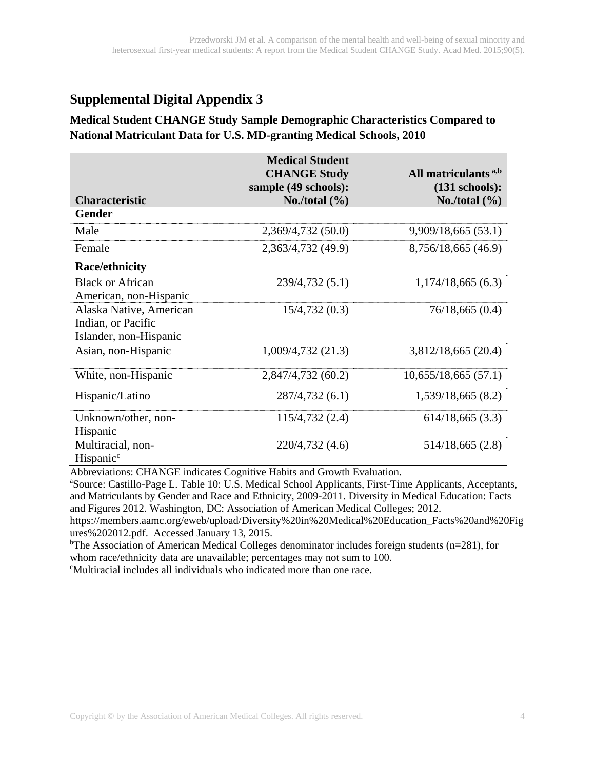## Supplemental Digital Appendix 3

**Medical Student CHANGE Study Sample Demographic Characteristics Compared to National Matriculant Data for U.S. MD-granting Medical Schools, 2010**

| Characteristic | Medical Student CHANGE Study sample (49 schools): No./total (%) | All matriculants [a,b] (131 schools): No./total (%) |
|---|---|---|
| **Gender** | | |
| Male | 2,369/4,732 (50.0) | 9,909/18,665 (53.1) |
| Female | 2,363/4,732 (49.9) | 8,756/18,665 (46.9) |
| **Race/ethnicity** | | |
| Black or African American, non-Hispanic | 239/4,732 (5.1) | 1,174/18,665 (6.3) |
| Alaska Native, American Indian, or Pacific Islander, non-Hispanic | 15/4,732 (0.3) | 76/18,665 (0.4) |
| Asian, non-Hispanic | 1,009/4,732 (21.3) | 3,812/18,665 (20.4) |
| White, non-Hispanic | 2,847/4,732 (60.2) | 10,655/18,665 (57.1) |
| Hispanic/Latino | 287/4,732 (6.1) | 1,539/18,665 (8.2) |
| Unknown/other, non-Hispanic | 115/4,732 (2.4) | 614/18,665 (3.3) |
| Multiracial, non-Hispanic[c] | 220/4,732 (4.6) | 514/18,665 (2.8) |

Abbreviations: CHANGE indicates Cognitive Habits and Growth Evaluation.

[a]Source: Castillo-Page L. Table 10: U.S. Medical School Applicants, First-Time Applicants, Acceptants, and Matriculants by Gender and Race and Ethnicity, 2009-2011. Diversity in Medical Education: Facts and Figures 2012. Washington, DC: Association of American Medical Colleges; 2012. https://members.aamc.org/eweb/upload/Diversity%20in%20Medical%20Education_Facts%20and%20Figures%202012.pdf. Accessed January 13, 2015.

[b]The Association of American Medical Colleges denominator includes foreign students (n=281), for whom race/ethnicity data are unavailable; percentages may not sum to 100.

[c]Multiracial includes all individuals who indicated more than one race.